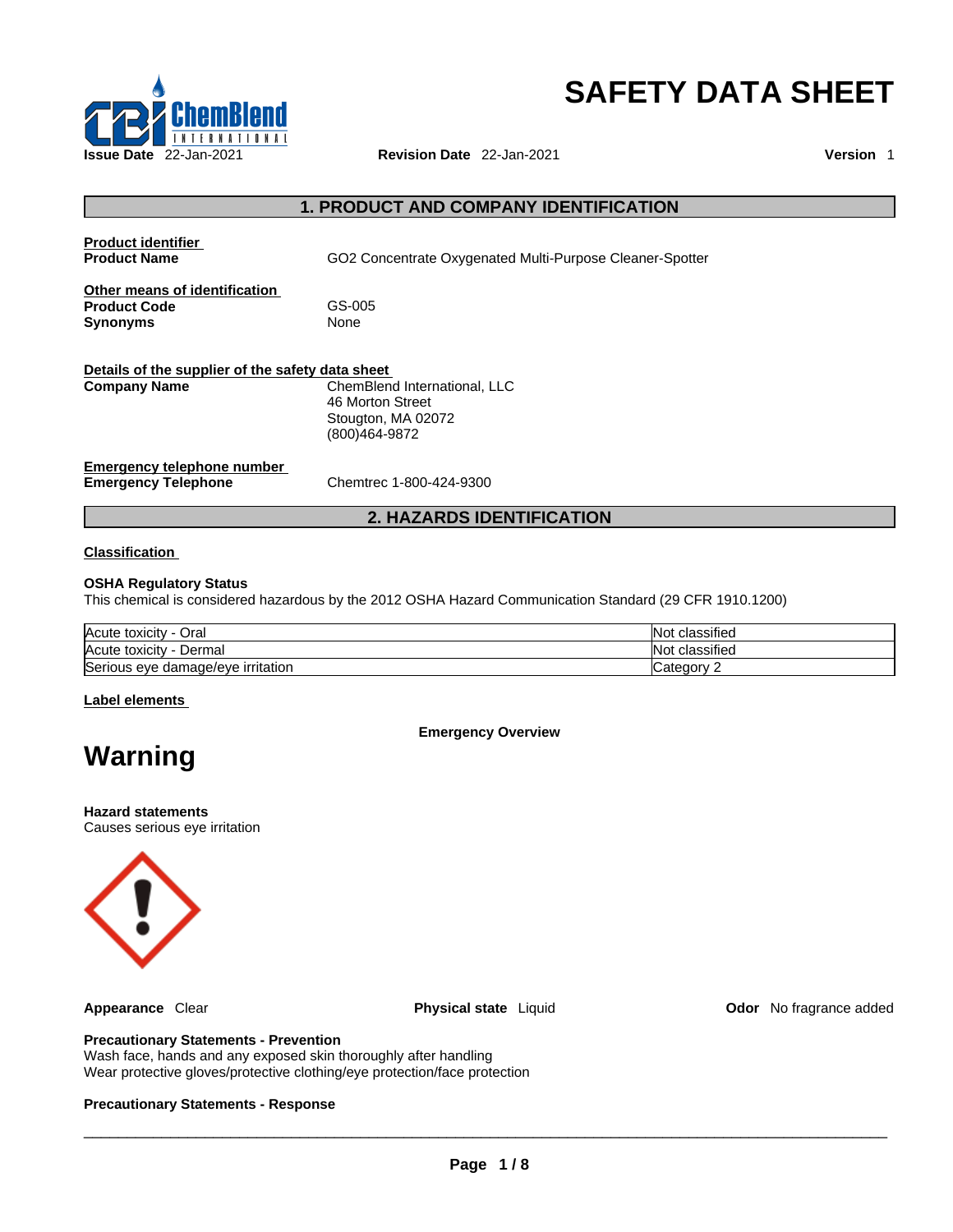# SAFETY DATA SHEET

**Issue Date** 22-Jan-2021 **Revision Date** 22-Jan-2021 **Version** 1

## 1. PRODUCT AND COMPANY IDENTIFICATION

**Product identifier**

**Product Name** GO2 Concentrate Oxygenated Multi-Purpose Cleaner-Spotter

**Other means of identification**

**Product Code** GS-005

**Synonyms** None

**Details of the supplier of the safety data sheet**

**Company Name** ChemBlend International, LLC
46 Morton Street
Stougton, MA 02072
(800)464-9872

**Emergency telephone number**

**Emergency Telephone** Chemtrec 1-800-424-9300

## 2. HAZARDS IDENTIFICATION

**Classification**

**OSHA Regulatory Status**

This chemical is considered hazardous by the 2012 OSHA Hazard Communication Standard (29 CFR 1910.1200)

| | |
|---|---|
| Acute toxicity - Oral | Not classified |
| Acute toxicity - Dermal | Not classified |
| Serious eye damage/eye irritation | Category 2 |

**Label elements**

**Emergency Overview**

# Warning

**Hazard statements**

Causes serious eye irritation

**Appearance** Clear **Physical state** Liquid **Odor** No fragrance added

**Precautionary Statements - Prevention**

Wash face, hands and any exposed skin thoroughly after handling

Wear protective gloves/protective clothing/eye protection/face protection

**Precautionary Statements - Response**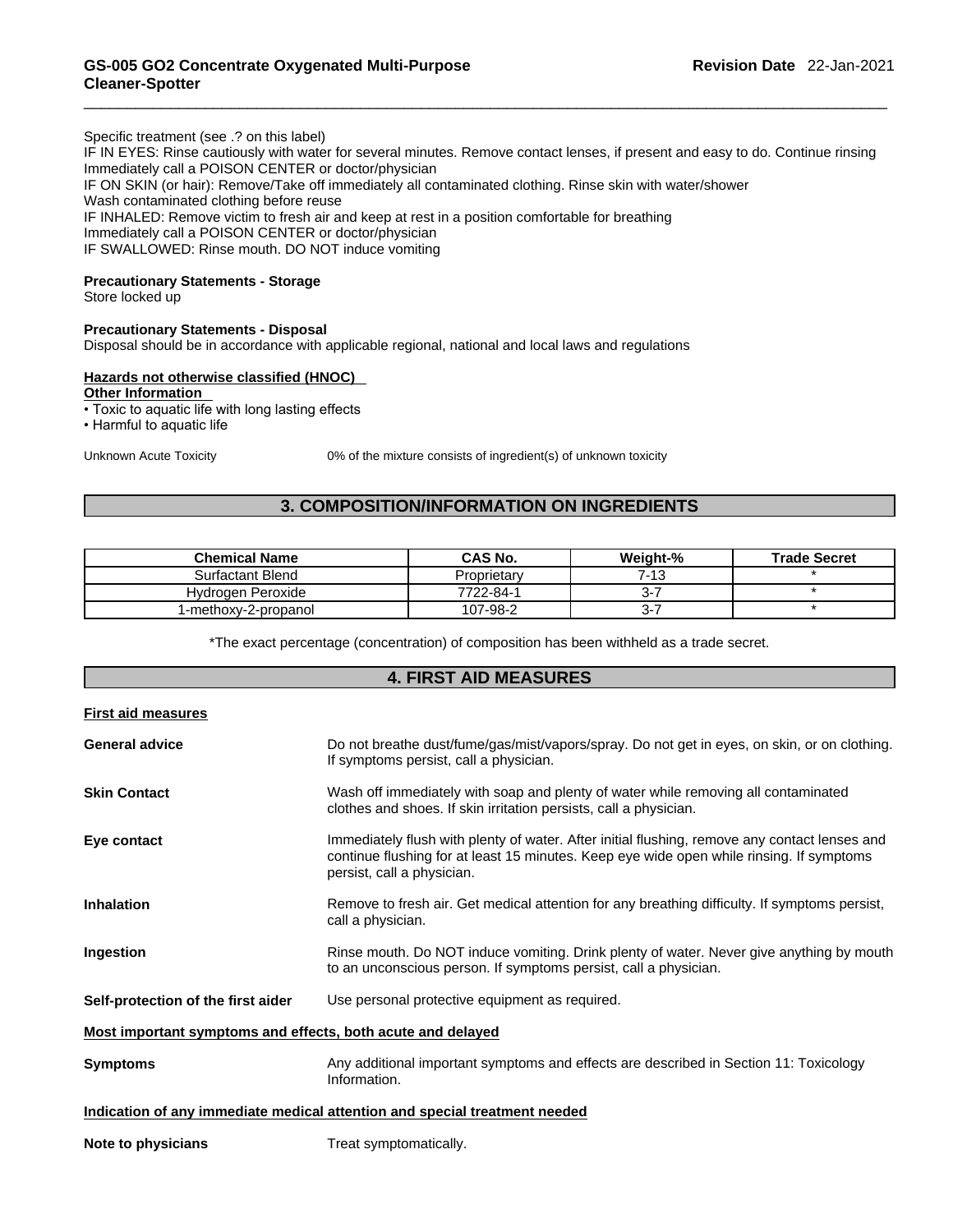Specific treatment (see .? on this label)
IF IN EYES: Rinse cautiously with water for several minutes. Remove contact lenses, if present and easy to do. Continue rinsing
Immediately call a POISON CENTER or doctor/physician
IF ON SKIN (or hair): Remove/Take off immediately all contaminated clothing. Rinse skin with water/shower
Wash contaminated clothing before reuse
IF INHALED: Remove victim to fresh air and keep at rest in a position comfortable for breathing
Immediately call a POISON CENTER or doctor/physician
IF SWALLOWED: Rinse mouth. DO NOT induce vomiting

**Precautionary Statements - Storage**
Store locked up

**Precautionary Statements - Disposal**
Disposal should be in accordance with applicable regional, national and local laws and regulations

**Hazards not otherwise classified (HNOC)**
**Other Information**
• Toxic to aquatic life with long lasting effects
• Harmful to aquatic life

Unknown Acute Toxicity 0% of the mixture consists of ingredient(s) of unknown toxicity

## 3. COMPOSITION/INFORMATION ON INGREDIENTS

| Chemical Name | CAS No. | Weight-% | Trade Secret |
|---|---|---|---|
| Surfactant Blend | Proprietary | 7-13 | * |
| Hydrogen Peroxide | 7722-84-1 | 3-7 | * |
| 1-methoxy-2-propanol | 107-98-2 | 3-7 | * |

*The exact percentage (concentration) of composition has been withheld as a trade secret.

## 4. FIRST AID MEASURES

**First aid measures**

**General advice** Do not breathe dust/fume/gas/mist/vapors/spray. Do not get in eyes, on skin, or on clothing. If symptoms persist, call a physician.

**Skin Contact** Wash off immediately with soap and plenty of water while removing all contaminated clothes and shoes. If skin irritation persists, call a physician.

**Eye contact** Immediately flush with plenty of water. After initial flushing, remove any contact lenses and continue flushing for at least 15 minutes. Keep eye wide open while rinsing. If symptoms persist, call a physician.

**Inhalation** Remove to fresh air. Get medical attention for any breathing difficulty. If symptoms persist, call a physician.

**Ingestion** Rinse mouth. Do NOT induce vomiting. Drink plenty of water. Never give anything by mouth to an unconscious person. If symptoms persist, call a physician.

**Self-protection of the first aider** Use personal protective equipment as required.

**Most important symptoms and effects, both acute and delayed**

**Symptoms** Any additional important symptoms and effects are described in Section 11: Toxicology Information.

**Indication of any immediate medical attention and special treatment needed**

**Note to physicians** Treat symptomatically.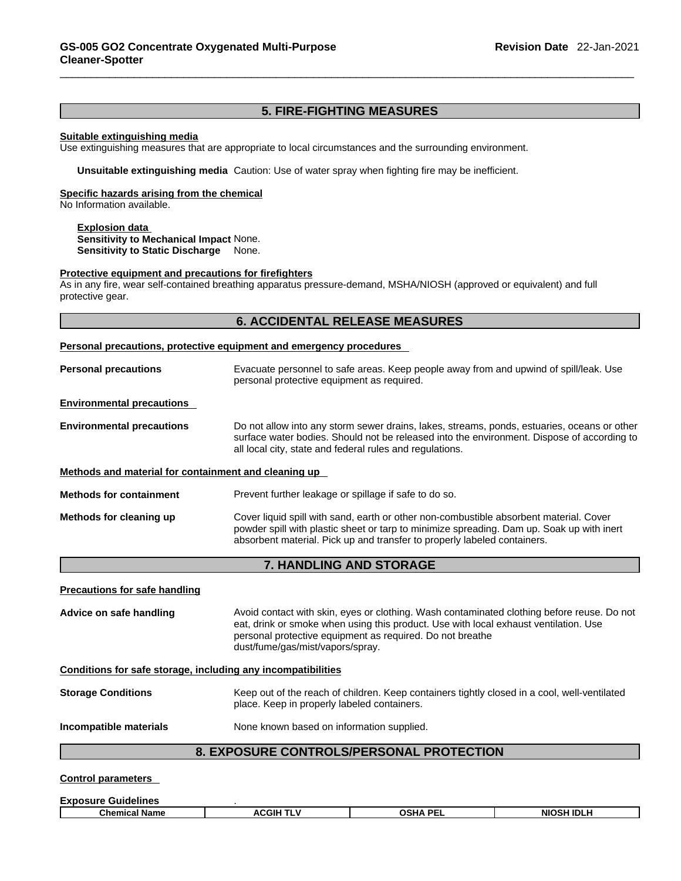## 5. FIRE-FIGHTING MEASURES

**Suitable extinguishing media**

Use extinguishing measures that are appropriate to local circumstances and the surrounding environment.

**Unsuitable extinguishing media** Caution: Use of water spray when fighting fire may be inefficient.

**Specific hazards arising from the chemical**

No Information available.

**Explosion data**

**Sensitivity to Mechanical Impact** None.

**Sensitivity to Static Discharge** None.

**Protective equipment and precautions for firefighters**

As in any fire, wear self-contained breathing apparatus pressure-demand, MSHA/NIOSH (approved or equivalent) and full protective gear.

## 6. ACCIDENTAL RELEASE MEASURES

**Personal precautions, protective equipment and emergency procedures**

**Personal precautions** Evacuate personnel to safe areas. Keep people away from and upwind of spill/leak. Use personal protective equipment as required.

**Environmental precautions**

**Environmental precautions** Do not allow into any storm sewer drains, lakes, streams, ponds, estuaries, oceans or other surface water bodies. Should not be released into the environment. Dispose of according to all local city, state and federal rules and regulations.

**Methods and material for containment and cleaning up**

**Methods for containment** Prevent further leakage or spillage if safe to do so.

**Methods for cleaning up** Cover liquid spill with sand, earth or other non-combustible absorbent material. Cover powder spill with plastic sheet or tarp to minimize spreading. Dam up. Soak up with inert absorbent material. Pick up and transfer to properly labeled containers.

## 7. HANDLING AND STORAGE

**Precautions for safe handling**

**Advice on safe handling** Avoid contact with skin, eyes or clothing. Wash contaminated clothing before reuse. Do not eat, drink or smoke when using this product. Use with local exhaust ventilation. Use personal protective equipment as required. Do not breathe dust/fume/gas/mist/vapors/spray.

**Conditions for safe storage, including any incompatibilities**

**Storage Conditions** Keep out of the reach of children. Keep containers tightly closed in a cool, well-ventilated place. Keep in properly labeled containers.

**Incompatible materials** None known based on information supplied.

## 8. EXPOSURE CONTROLS/PERSONAL PROTECTION

**Control parameters**

**Exposure Guidelines** .

| Chemical Name | ACGIH TLV | OSHA PEL | NIOSH IDLH |
|---|---|---|---|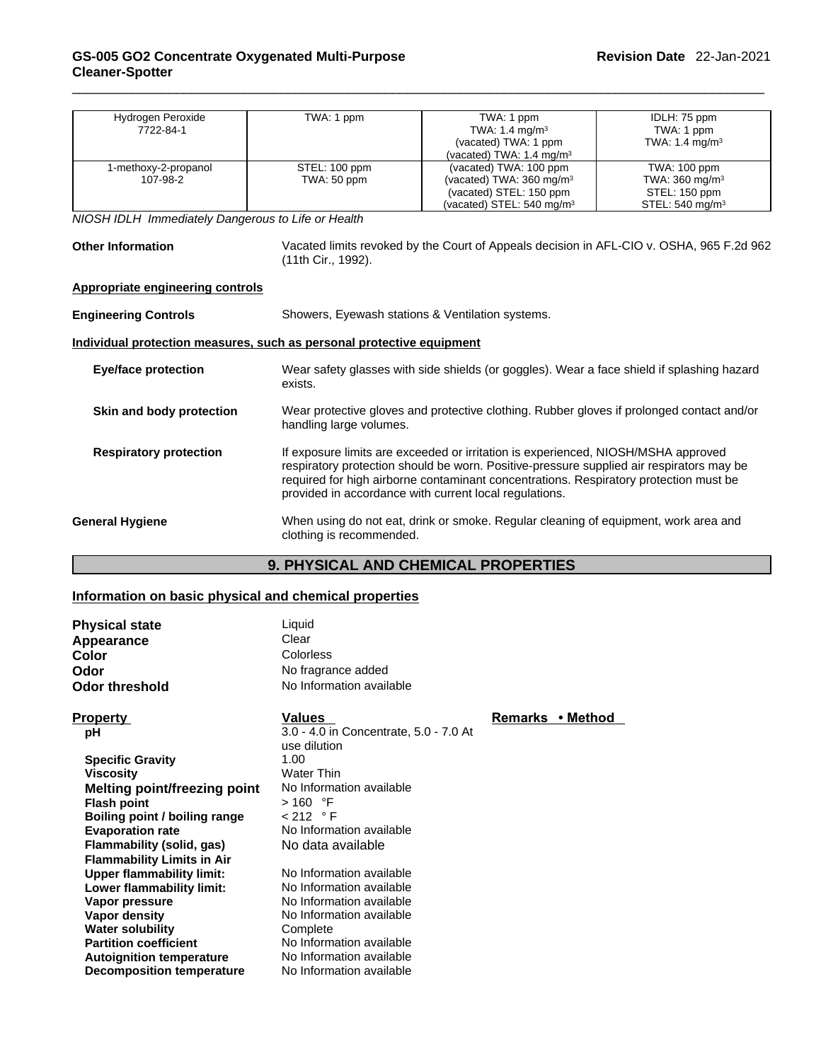| Hydrogen Peroxide 7722-84-1 | TWA: 1 ppm | TWA: 1 ppm TWA: 1.4 mg/m³ (vacated) TWA: 1 ppm (vacated) TWA: 1.4 mg/m³ | IDLH: 75 ppm TWA: 1 ppm TWA: 1.4 mg/m³ |
|---|---|---|---|
| 1-methoxy-2-propanol 107-98-2 | STEL: 100 ppm TWA: 50 ppm | (vacated) TWA: 100 ppm (vacated) TWA: 360 mg/m³ (vacated) STEL: 150 ppm (vacated) STEL: 540 mg/m³ | TWA: 100 ppm TWA: 360 mg/m³ STEL: 150 ppm STEL: 540 mg/m³ |

*NIOSH IDLH Immediately Dangerous to Life or Health*

**Other Information** Vacated limits revoked by the Court of Appeals decision in AFL-CIO v. OSHA, 965 F.2d 962 (11th Cir., 1992).

**Appropriate engineering controls**

**Engineering Controls** Showers, Eyewash stations & Ventilation systems.

**Individual protection measures, such as personal protective equipment**

**Eye/face protection** Wear safety glasses with side shields (or goggles). Wear a face shield if splashing hazard exists.

**Skin and body protection** Wear protective gloves and protective clothing. Rubber gloves if prolonged contact and/or handling large volumes.

**Respiratory protection** If exposure limits are exceeded or irritation is experienced, NIOSH/MSHA approved respiratory protection should be worn. Positive-pressure supplied air respirators may be required for high airborne contaminant concentrations. Respiratory protection must be provided in accordance with current local regulations.

**General Hygiene** When using do not eat, drink or smoke. Regular cleaning of equipment, work area and clothing is recommended.

## 9. PHYSICAL AND CHEMICAL PROPERTIES

**Information on basic physical and chemical properties**

**Physical state** Liquid
**Appearance** Clear
**Color** Colorless
**Odor** No fragrance added
**Odor threshold** No Information available

| Property | Values | Remarks • Method |
|---|---|---|
| pH | 3.0 - 4.0 in Concentrate, 5.0 - 7.0 At use dilution | |
| Specific Gravity | 1.00 | |
| Viscosity | Water Thin | |
| Melting point/freezing point | No Information available | |
| Flash point | > 160 °F | |
| Boiling point / boiling range | < 212 ° F | |
| Evaporation rate | No Information available | |
| Flammability (solid, gas) | No data available | |
| Flammability Limits in Air | | |
| Upper flammability limit: | No Information available | |
| Lower flammability limit: | No Information available | |
| Vapor pressure | No Information available | |
| Vapor density | No Information available | |
| Water solubility | Complete | |
| Partition coefficient | No Information available | |
| Autoignition temperature | No Information available | |
| Decomposition temperature | No Information available | |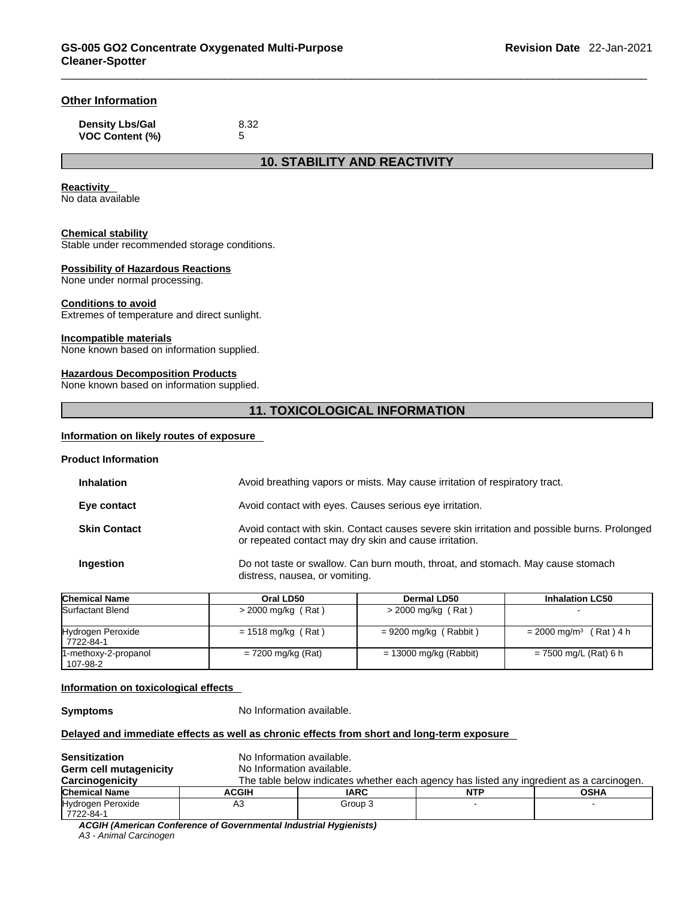### Other Information

| | |
|---|---|
| **Density Lbs/Gal** | 8.32 |
| **VOC Content (%)** | 5 |

## 10. STABILITY AND REACTIVITY

**Reactivity**
No data available

**Chemical stability**
Stable under recommended storage conditions.

**Possibility of Hazardous Reactions**
None under normal processing.

**Conditions to avoid**
Extremes of temperature and direct sunlight.

**Incompatible materials**
None known based on information supplied.

**Hazardous Decomposition Products**
None known based on information supplied.

## 11. TOXICOLOGICAL INFORMATION

**Information on likely routes of exposure**

**Product Information**

| | |
|---|---|
| **Inhalation** | Avoid breathing vapors or mists. May cause irritation of respiratory tract. |
| **Eye contact** | Avoid contact with eyes. Causes serious eye irritation. |
| **Skin Contact** | Avoid contact with skin. Contact causes severe skin irritation and possible burns. Prolonged or repeated contact may dry skin and cause irritation. |
| **Ingestion** | Do not taste or swallow. Can burn mouth, throat, and stomach. May cause stomach distress, nausea, or vomiting. |

| Chemical Name | Oral LD50 | Dermal LD50 | Inhalation LC50 |
|---|---|---|---|
| Surfactant Blend | > 2000 mg/kg ( Rat ) | > 2000 mg/kg ( Rat ) | - |
| Hydrogen Peroxide 7722-84-1 | = 1518 mg/kg ( Rat ) | = 9200 mg/kg ( Rabbit ) | = 2000 mg/m³ ( Rat ) 4 h |
| 1-methoxy-2-propanol 107-98-2 | = 7200 mg/kg (Rat) | = 13000 mg/kg (Rabbit) | = 7500 mg/L (Rat) 6 h |

**Information on toxicological effects**

**Symptoms** No Information available.

**Delayed and immediate effects as well as chronic effects from short and long-term exposure**

| | |
|---|---|
| **Sensitization** | No Information available. |
| **Germ cell mutagenicity** | No Information available. |
| **Carcinogenicity** | The table below indicates whether each agency has listed any ingredient as a carcinogen. |

| Chemical Name | ACGIH | IARC | NTP | OSHA |
|---|---|---|---|---|
| Hydrogen Peroxide 7722-84-1 | A3 | Group 3 | - | - |

***ACGIH (American Conference of Governmental Industrial Hygienists)***
*A3 - Animal Carcinogen*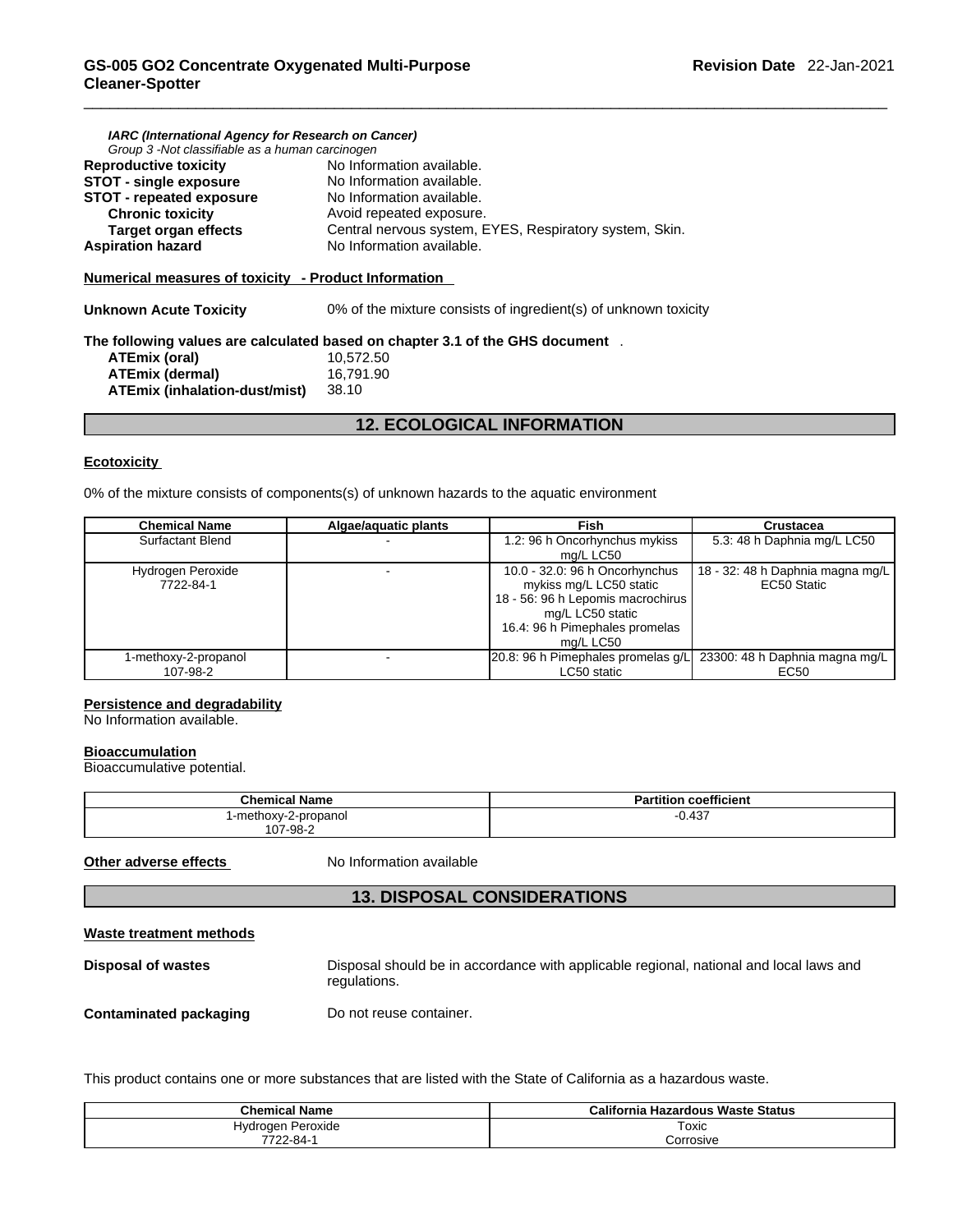*IARC (International Agency for Research on Cancer)*
*Group 3 -Not classifiable as a human carcinogen*

**Reproductive toxicity** No Information available.
**STOT - single exposure** No Information available.
**STOT - repeated exposure** No Information available.
**Chronic toxicity** Avoid repeated exposure.
**Target organ effects** Central nervous system, EYES, Respiratory system, Skin.
**Aspiration hazard** No Information available.

**Numerical measures of toxicity - Product Information**

**Unknown Acute Toxicity** 0% of the mixture consists of ingredient(s) of unknown toxicity

**The following values are calculated based on chapter 3.1 of the GHS document** .

**ATEmix (oral)** 10,572.50
**ATEmix (dermal)** 16,791.90
**ATEmix (inhalation-dust/mist)** 38.10

## 12. ECOLOGICAL INFORMATION

**Ecotoxicity**

0% of the mixture consists of components(s) of unknown hazards to the aquatic environment

| Chemical Name | Algae/aquatic plants | Fish | Crustacea |
|---|---|---|---|
| Surfactant Blend | - | 1.2: 96 h Oncorhynchus mykiss mg/L LC50 | 5.3: 48 h Daphnia mg/L LC50 |
| Hydrogen Peroxide 7722-84-1 | - | 10.0 - 32.0: 96 h Oncorhynchus mykiss mg/L LC50 static 18 - 56: 96 h Lepomis macrochirus mg/L LC50 static 16.4: 96 h Pimephales promelas mg/L LC50 | 18 - 32: 48 h Daphnia magna mg/L EC50 Static |
| 1-methoxy-2-propanol 107-98-2 | - | 20.8: 96 h Pimephales promelas g/L LC50 static | 23300: 48 h Daphnia magna mg/L EC50 |

**Persistence and degradability**
No Information available.

**Bioaccumulation**
Bioaccumulative potential.

| Chemical Name | Partition coefficient |
|---|---|
| 1-methoxy-2-propanol 107-98-2 | -0.437 |

**Other adverse effects** No Information available

## 13. DISPOSAL CONSIDERATIONS

**Waste treatment methods**

**Disposal of wastes** Disposal should be in accordance with applicable regional, national and local laws and regulations.

**Contaminated packaging** Do not reuse container.

This product contains one or more substances that are listed with the State of California as a hazardous waste.

| Chemical Name | California Hazardous Waste Status |
|---|---|
| Hydrogen Peroxide 7722-84-1 | Toxic Corrosive |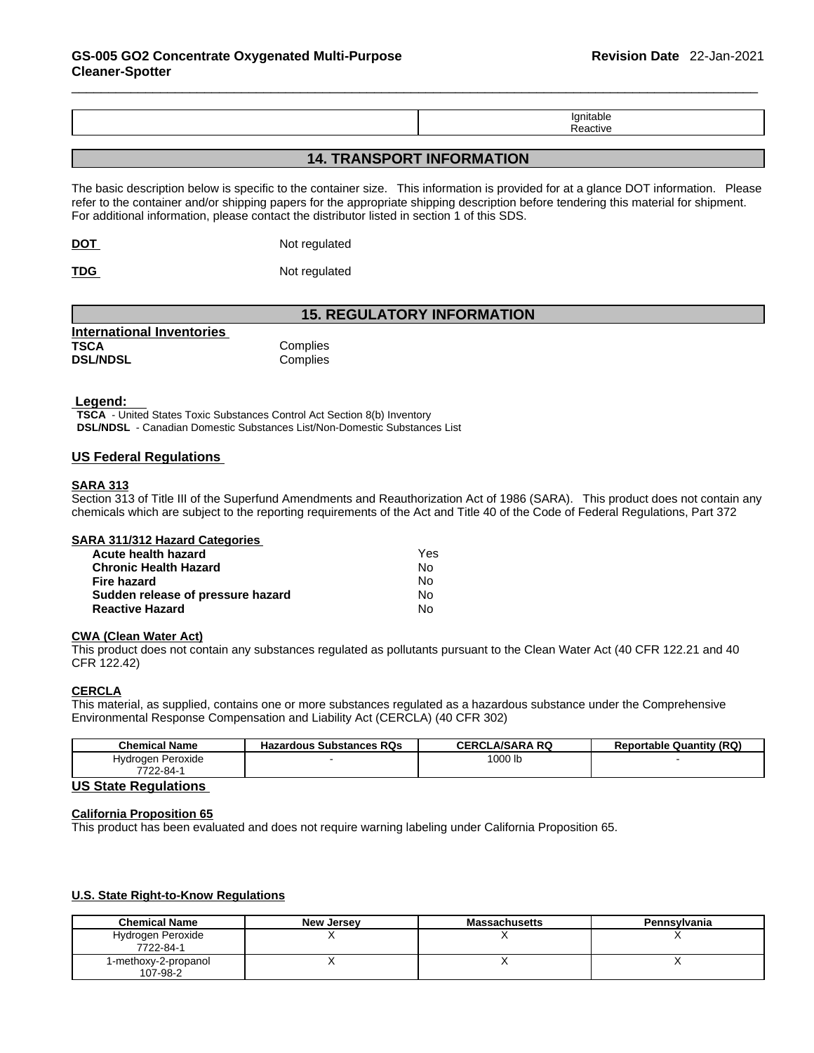| | Ignitable<br>Reactive |
|---|---|

## 14. TRANSPORT INFORMATION

The basic description below is specific to the container size. This information is provided for at a glance DOT information. Please refer to the container and/or shipping papers for the appropriate shipping description before tendering this material for shipment. For additional information, please contact the distributor listed in section 1 of this SDS.

**DOT** Not regulated

**TDG** Not regulated

## 15. REGULATORY INFORMATION

**International Inventories**

**TSCA** Complies
**DSL/NDSL** Complies

**Legend:**

**TSCA** - United States Toxic Substances Control Act Section 8(b) Inventory
**DSL/NDSL** - Canadian Domestic Substances List/Non-Domestic Substances List

### US Federal Regulations

**SARA 313**

Section 313 of Title III of the Superfund Amendments and Reauthorization Act of 1986 (SARA). This product does not contain any chemicals which are subject to the reporting requirements of the Act and Title 40 of the Code of Federal Regulations, Part 372

**SARA 311/312 Hazard Categories**

| | |
|---|---|
| **Acute health hazard** | Yes |
| **Chronic Health Hazard** | No |
| **Fire hazard** | No |
| **Sudden release of pressure hazard** | No |
| **Reactive Hazard** | No |

**CWA (Clean Water Act)**

This product does not contain any substances regulated as pollutants pursuant to the Clean Water Act (40 CFR 122.21 and 40 CFR 122.42)

**CERCLA**

This material, as supplied, contains one or more substances regulated as a hazardous substance under the Comprehensive Environmental Response Compensation and Liability Act (CERCLA) (40 CFR 302)

| Chemical Name | Hazardous Substances RQs | CERCLA/SARA RQ | Reportable Quantity (RQ) |
|---|---|---|---|
| Hydrogen Peroxide<br>7722-84-1 | - | 1000 lb | - |

### US State Regulations

**California Proposition 65**

This product has been evaluated and does not require warning labeling under California Proposition 65.

**U.S. State Right-to-Know Regulations**

| Chemical Name | New Jersey | Massachusetts | Pennsylvania |
|---|---|---|---|
| Hydrogen Peroxide<br>7722-84-1 | X | X | X |
| 1-methoxy-2-propanol<br>107-98-2 | X | X | X |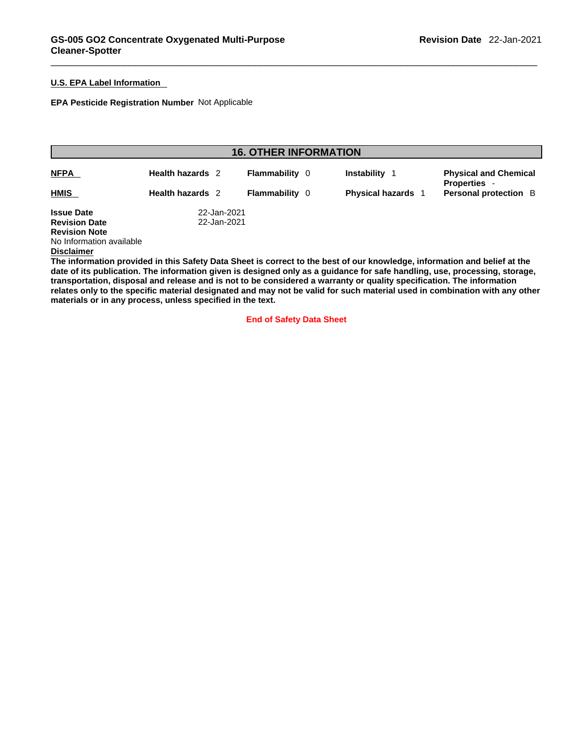**U.S. EPA Label Information**

**EPA Pesticide Registration Number** Not Applicable

## 16. OTHER INFORMATION

| | | | | |
|---|---|---|---|---|
| **NFPA** | **Health hazards** 2 | **Flammability** 0 | **Instability** 1 | **Physical and Chemical Properties** - |
| **HMIS** | **Health hazards** 2 | **Flammability** 0 | **Physical hazards** 1 | **Personal protection** B |

**Issue Date** 22-Jan-2021
**Revision Date** 22-Jan-2021
**Revision Note**
No Information available

**Disclaimer**

**The information provided in this Safety Data Sheet is correct to the best of our knowledge, information and belief at the date of its publication. The information given is designed only as a guidance for safe handling, use, processing, storage, transportation, disposal and release and is not to be considered a warranty or quality specification. The information relates only to the specific material designated and may not be valid for such material used in combination with any other materials or in any process, unless specified in the text.**

**End of Safety Data Sheet**